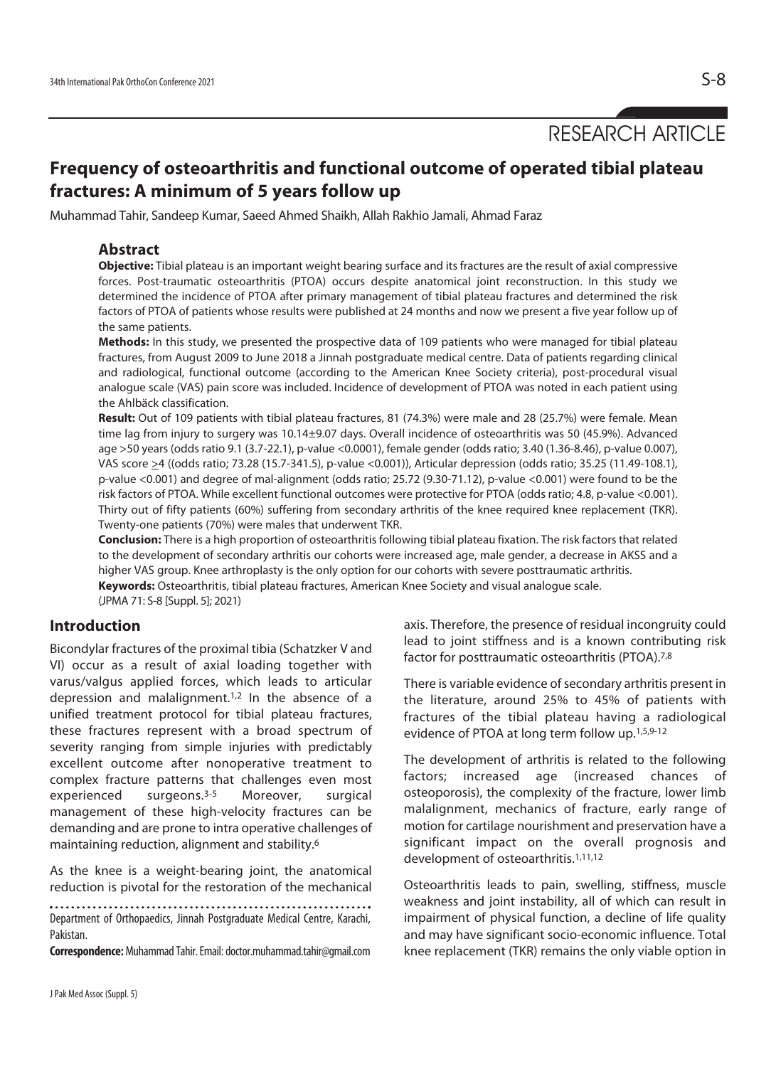RESEARCH ARTICLE

# Frequency of osteoarthritis and functional outcome of operated tibial plateau fractures: A minimum of 5 years follow up

Muhammad Tahir, Sandeep Kumar, Saeed Ahmed Shaikh, Allah Rakhio Jamali, Ahmad Faraz

## Abstract

**Objective:** Tibial plateau is an important weight bearing surface and its fractures are the result of axial compressive forces. Post-traumatic osteoarthritis (PTOA) occurs despite anatomical joint reconstruction. In this study we determined the incidence of PTOA after primary management of tibial plateau fractures and determined the risk factors of PTOA of patients whose results were published at 24 months and now we present a five year follow up of the same patients.

**Methods:** In this study, we presented the prospective data of 109 patients who were managed for tibial plateau fractures, from August 2009 to June 2018 a Jinnah postgraduate medical centre. Data of patients regarding clinical and radiological, functional outcome (according to the American Knee Society criteria), post-procedural visual analogue scale (VAS) pain score was included. Incidence of development of PTOA was noted in each patient using the Ahlbäck classification.

**Result:** Out of 109 patients with tibial plateau fractures, 81 (74.3%) were male and 28 (25.7%) were female. Mean time lag from injury to surgery was 10.14±9.07 days. Overall incidence of osteoarthritis was 50 (45.9%). Advanced age >50 years (odds ratio 9.1 (3.7-22.1), p-value <0.0001), female gender (odds ratio; 3.40 (1.36-8.46), p-value 0.007), VAS score ≥4 ((odds ratio; 73.28 (15.7-341.5), p-value <0.001)), Articular depression (odds ratio; 35.25 (11.49-108.1), p-value <0.001) and degree of mal-alignment (odds ratio; 25.72 (9.30-71.12), p-value <0.001) were found to be the risk factors of PTOA. While excellent functional outcomes were protective for PTOA (odds ratio; 4.8, p-value <0.001). Thirty out of fifty patients (60%) suffering from secondary arthritis of the knee required knee replacement (TKR). Twenty-one patients (70%) were males that underwent TKR.

**Conclusion:** There is a high proportion of osteoarthritis following tibial plateau fixation. The risk factors that related to the development of secondary arthritis our cohorts were increased age, male gender, a decrease in AKSS and a higher VAS group. Knee arthroplasty is the only option for our cohorts with severe posttraumatic arthritis.

**Keywords:** Osteoarthritis, tibial plateau fractures, American Knee Society and visual analogue scale.

(JPMA 71: S-8 [Suppl. 5]; 2021)

## Introduction

Bicondylar fractures of the proximal tibia (Schatzker V and VI) occur as a result of axial loading together with varus/valgus applied forces, which leads to articular depression and malalignment.[1,2] In the absence of a unified treatment protocol for tibial plateau fractures, these fractures represent with a broad spectrum of severity ranging from simple injuries with predictably excellent outcome after nonoperative treatment to complex fracture patterns that challenges even most experienced surgeons.[3-5] Moreover, surgical management of these high-velocity fractures can be demanding and are prone to intra operative challenges of maintaining reduction, alignment and stability.[6]

As the knee is a weight-bearing joint, the anatomical reduction is pivotal for the restoration of the mechanical axis. Therefore, the presence of residual incongruity could lead to joint stiffness and is a known contributing risk factor for posttraumatic osteoarthritis (PTOA).[7,8]

There is variable evidence of secondary arthritis present in the literature, around 25% to 45% of patients with fractures of the tibial plateau having a radiological evidence of PTOA at long term follow up.[1,5,9-12]

The development of arthritis is related to the following factors; increased age (increased chances of osteoporosis), the complexity of the fracture, lower limb malalignment, mechanics of fracture, early range of motion for cartilage nourishment and preservation have a significant impact on the overall prognosis and development of osteoarthritis.[1,11,12]

Osteoarthritis leads to pain, swelling, stiffness, muscle weakness and joint instability, all of which can result in impairment of physical function, a decline of life quality and may have significant socio-economic influence. Total knee replacement (TKR) remains the only viable option in

Department of Orthopaedics, Jinnah Postgraduate Medical Centre, Karachi, Pakistan.

**Correspondence:** Muhammad Tahir. Email: doctor.muhammad.tahir@gmail.com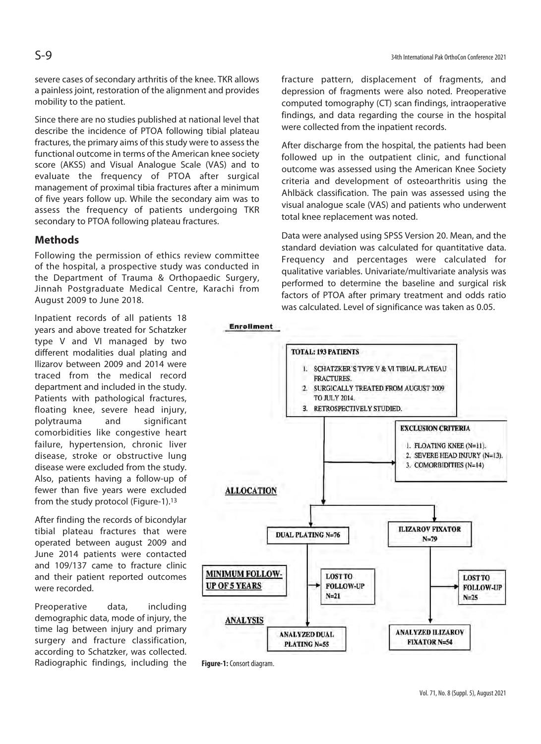severe cases of secondary arthritis of the knee. TKR allows a painless joint, restoration of the alignment and provides mobility to the patient.

Since there are no studies published at national level that describe the incidence of PTOA following tibial plateau fractures, the primary aims of this study were to assess the functional outcome in terms of the American knee society score (AKSS) and Visual Analogue Scale (VAS) and to evaluate the frequency of PTOA after surgical management of proximal tibia fractures after a minimum of five years follow up. While the secondary aim was to assess the frequency of patients undergoing TKR secondary to PTOA following plateau fractures.

## Methods

Following the permission of ethics review committee of the hospital, a prospective study was conducted in the Department of Trauma & Orthopaedic Surgery, Jinnah Postgraduate Medical Centre, Karachi from August 2009 to June 2018.

Inpatient records of all patients 18 years and above treated for Schatzker type V and VI managed by two different modalities dual plating and Ilizarov between 2009 and 2014 were traced from the medical record department and included in the study. Patients with pathological fractures, floating knee, severe head injury, polytrauma and significant comorbidities like congestive heart failure, hypertension, chronic liver disease, stroke or obstructive lung disease were excluded from the study. Also, patients having a follow-up of fewer than five years were excluded from the study protocol (Figure-1).[13]

After finding the records of bicondylar tibial plateau fractures that were operated between august 2009 and June 2014 patients were contacted and 109/137 came to fracture clinic and their patient reported outcomes were recorded.

Preoperative data, including demographic data, mode of injury, the time lag between injury and primary surgery and fracture classification, according to Schatzker, was collected. Radiographic findings, including the fracture pattern, displacement of fragments, and depression of fragments were also noted. Preoperative computed tomography (CT) scan findings, intraoperative findings, and data regarding the course in the hospital were collected from the inpatient records.

After discharge from the hospital, the patients had been followed up in the outpatient clinic, and functional outcome was assessed using the American Knee Society criteria and development of osteoarthritis using the Ahlbäck classification. The pain was assessed using the visual analogue scale (VAS) and patients who underwent total knee replacement was noted.

Data were analysed using SPSS Version 20. Mean, and the standard deviation was calculated for quantitative data. Frequency and percentages were calculated for qualitative variables. Univariate/multivariate analysis was performed to determine the baseline and surgical risk factors of PTOA after primary treatment and odds ratio was calculated. Level of significance was taken as 0.05.

**Enrollment**

TOTAL: 193 PATIENTS
1. SCHATZKER'S TYPE V & VI TIBIAL PLATEAU FRACTURES.
2. SURGICALLY TREATED FROM AUGUST 2009 TO JULY 2014.
3. RETROSPECTIVELY STUDIED.

EXCLUSION CRITERIA
1. FLOATING KNEE (N=11).
2. SEVERE HEAD INJURY (N=13).
3. COMORBIDITIES (N=14)

**ALLOCATION**

DUAL PLATING N=76 | ILIZAROV FIXATOR N=79

**MINIMUM FOLLOW-UP OF 5 YEARS**

LOST TO FOLLOW-UP N=21 | LOST TO FOLLOW-UP N=25

**ANALYSIS**

ANALYZED DUAL PLATING N=55 | ANALYZED ILIZAROV FIXATOR N=54

**Figure-1:** Consort diagram.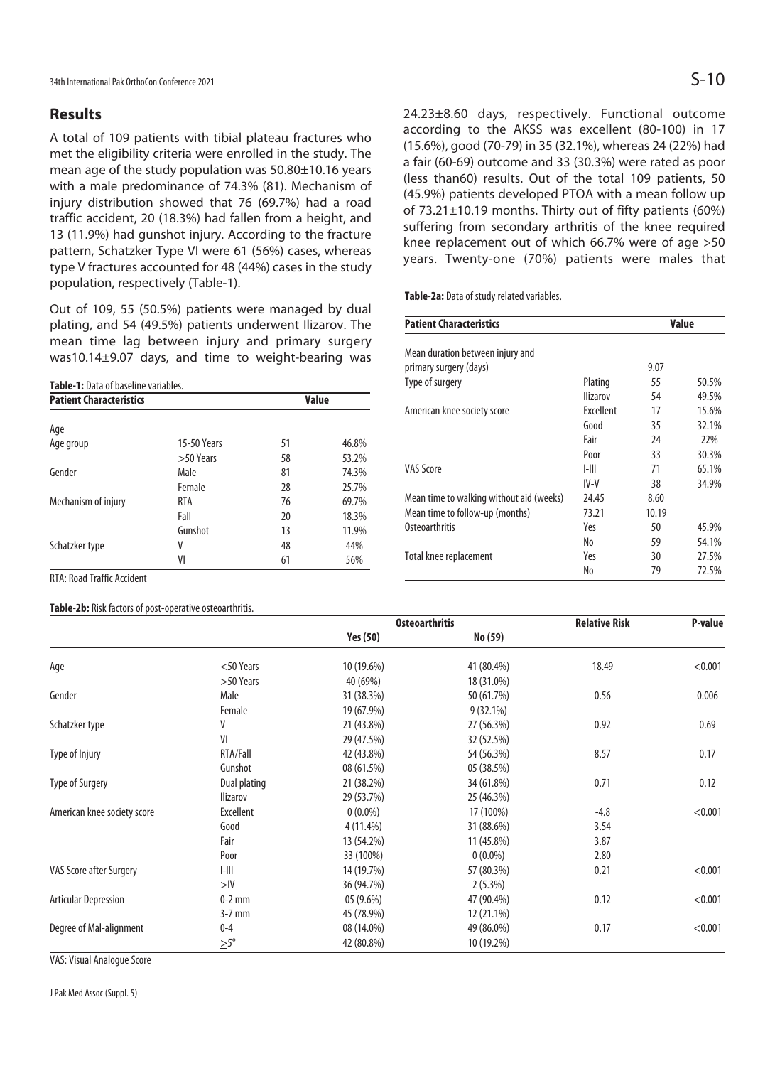## Results

A total of 109 patients with tibial plateau fractures who met the eligibility criteria were enrolled in the study. The mean age of the study population was 50.80±10.16 years with a male predominance of 74.3% (81). Mechanism of injury distribution showed that 76 (69.7%) had a road traffic accident, 20 (18.3%) had fallen from a height, and 13 (11.9%) had gunshot injury. According to the fracture pattern, Schatzker Type VI were 61 (56%) cases, whereas type V fractures accounted for 48 (44%) cases in the study population, respectively (Table-1).

Out of 109, 55 (50.5%) patients were managed by dual plating, and 54 (49.5%) patients underwent Ilizarov. The mean time lag between injury and primary surgery was10.14±9.07 days, and time to weight-bearing was 24.23±8.60 days, respectively. Functional outcome according to the AKSS was excellent (80-100) in 17 (15.6%), good (70-79) in 35 (32.1%), whereas 24 (22%) had a fair (60-69) outcome and 33 (30.3%) were rated as poor (less than60) results. Out of the total 109 patients, 50 (45.9%) patients developed PTOA with a mean follow up of 73.21±10.19 months. Thirty out of fifty patients (60%) suffering from secondary arthritis of the knee required knee replacement out of which 66.7% were of age >50 years. Twenty-one (70%) patients were males that

**Table-1:** Data of baseline variables.

| Patient Characteristics | | Value | |
|---|---|---|---|
| Age | | | |
| Age group | 15-50 Years | 51 | 46.8% |
| | >50 Years | 58 | 53.2% |
| Gender | Male | 81 | 74.3% |
| | Female | 28 | 25.7% |
| Mechanism of injury | RTA | 76 | 69.7% |
| | Fall | 20 | 18.3% |
| | Gunshot | 13 | 11.9% |
| Schatzker type | V | 48 | 44% |
| | VI | 61 | 56% |

RTA: Road Traffic Accident

**Table-2a:** Data of study related variables.

| Patient Characteristics | | Value | |
|---|---|---|---|
| Mean duration between injury and primary surgery (days) | | 9.07 | |
| Type of surgery | Plating | 55 | 50.5% |
| | Ilizarov | 54 | 49.5% |
| American knee society score | Excellent | 17 | 15.6% |
| | Good | 35 | 32.1% |
| | Fair | 24 | 22% |
| | Poor | 33 | 30.3% |
| VAS Score | I-III | 71 | 65.1% |
| | IV-V | 38 | 34.9% |
| Mean time to walking without aid (weeks) | | 24.45 | 8.60 |
| Mean time to follow-up (months) | | 73.21 | 10.19 |
| Osteoarthritis | Yes | 50 | 45.9% |
| | No | 59 | 54.1% |
| Total knee replacement | Yes | 30 | 27.5% |
| | No | 79 | 72.5% |

**Table-2b:** Risk factors of post-operative osteoarthritis.

| | | Osteoarthritis | | Relative Risk | P-value |
|---|---|---|---|---|---|
| | | Yes (50) | No (59) | | |
| Age | ≤50 Years | 10 (19.6%) | 41 (80.4%) | 18.49 | <0.001 |
| | >50 Years | 40 (69%) | 18 (31.0%) | | |
| Gender | Male | 31 (38.3%) | 50 (61.7%) | 0.56 | 0.006 |
| | Female | 19 (67.9%) | 9 (32.1%) | | |
| Schatzker type | V | 21 (43.8%) | 27 (56.3%) | 0.92 | 0.69 |
| | VI | 29 (47.5%) | 32 (52.5%) | | |
| Type of Injury | RTA/Fall | 42 (43.8%) | 54 (56.3%) | 8.57 | 0.17 |
| | Gunshot | 08 (61.5%) | 05 (38.5%) | | |
| Type of Surgery | Dual plating | 21 (38.2%) | 34 (61.8%) | 0.71 | 0.12 |
| | Ilizarov | 29 (53.7%) | 25 (46.3%) | | |
| American knee society score | Excellent | 0 (0.0%) | 17 (100%) | -4.8 | <0.001 |
| | Good | 4 (11.4%) | 31 (88.6%) | 3.54 | |
| | Fair | 13 (54.2%) | 11 (45.8%) | 3.87 | |
| | Poor | 33 (100%) | 0 (0.0%) | 2.80 | |
| VAS Score after Surgery | I-III | 14 (19.7%) | 57 (80.3%) | 0.21 | <0.001 |
| | ≥IV | 36 (94.7%) | 2 (5.3%) | | |
| Articular Depression | 0-2 mm | 05 (9.6%) | 47 (90.4%) | 0.12 | <0.001 |
| | 3-7 mm | 45 (78.9%) | 12 (21.1%) | | |
| Degree of Mal-alignment | 0-4 | 08 (14.0%) | 49 (86.0%) | 0.17 | <0.001 |
| | ≥5° | 42 (80.8%) | 10 (19.2%) | | |

VAS: Visual Analogue Score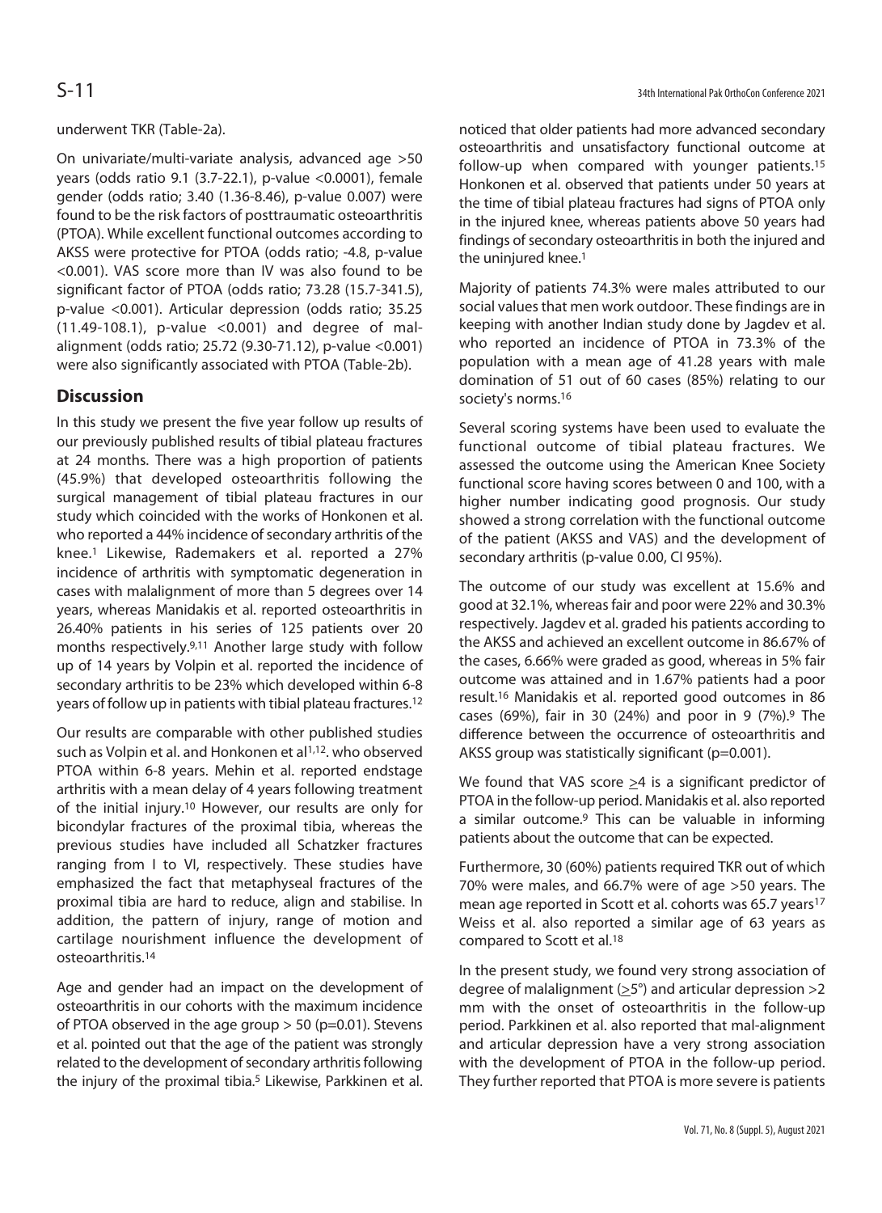underwent TKR (Table-2a).

On univariate/multi-variate analysis, advanced age >50 years (odds ratio 9.1 (3.7-22.1), p-value <0.0001), female gender (odds ratio; 3.40 (1.36-8.46), p-value 0.007) were found to be the risk factors of posttraumatic osteoarthritis (PTOA). While excellent functional outcomes according to AKSS were protective for PTOA (odds ratio; -4.8, p-value <0.001). VAS score more than IV was also found to be significant factor of PTOA (odds ratio; 73.28 (15.7-341.5), p-value <0.001). Articular depression (odds ratio; 35.25 (11.49-108.1), p-value <0.001) and degree of malalignment (odds ratio; 25.72 (9.30-71.12), p-value <0.001) were also significantly associated with PTOA (Table-2b).

## Discussion

In this study we present the five year follow up results of our previously published results of tibial plateau fractures at 24 months. There was a high proportion of patients (45.9%) that developed osteoarthritis following the surgical management of tibial plateau fractures in our study which coincided with the works of Honkonen et al. who reported a 44% incidence of secondary arthritis of the knee.[1] Likewise, Rademakers et al. reported a 27% incidence of arthritis with symptomatic degeneration in cases with malalignment of more than 5 degrees over 14 years, whereas Manidakis et al. reported osteoarthritis in 26.40% patients in his series of 125 patients over 20 months respectively.[9,11] Another large study with follow up of 14 years by Volpin et al. reported the incidence of secondary arthritis to be 23% which developed within 6-8 years of follow up in patients with tibial plateau fractures.[12]

Our results are comparable with other published studies such as Volpin et al. and Honkonen et al[1,12]. who observed PTOA within 6-8 years. Mehin et al. reported endstage arthritis with a mean delay of 4 years following treatment of the initial injury.[10] However, our results are only for bicondylar fractures of the proximal tibia, whereas the previous studies have included all Schatzker fractures ranging from I to VI, respectively. These studies have emphasized the fact that metaphyseal fractures of the proximal tibia are hard to reduce, align and stabilise. In addition, the pattern of injury, range of motion and cartilage nourishment influence the development of osteoarthritis.[14]

Age and gender had an impact on the development of osteoarthritis in our cohorts with the maximum incidence of PTOA observed in the age group > 50 (p=0.01). Stevens et al. pointed out that the age of the patient was strongly related to the development of secondary arthritis following the injury of the proximal tibia.[5] Likewise, Parkkinen et al. noticed that older patients had more advanced secondary osteoarthritis and unsatisfactory functional outcome at follow-up when compared with younger patients.[15] Honkonen et al. observed that patients under 50 years at the time of tibial plateau fractures had signs of PTOA only in the injured knee, whereas patients above 50 years had findings of secondary osteoarthritis in both the injured and the uninjured knee.[1]

Majority of patients 74.3% were males attributed to our social values that men work outdoor. These findings are in keeping with another Indian study done by Jagdev et al. who reported an incidence of PTOA in 73.3% of the population with a mean age of 41.28 years with male domination of 51 out of 60 cases (85%) relating to our society's norms.[16]

Several scoring systems have been used to evaluate the functional outcome of tibial plateau fractures. We assessed the outcome using the American Knee Society functional score having scores between 0 and 100, with a higher number indicating good prognosis. Our study showed a strong correlation with the functional outcome of the patient (AKSS and VAS) and the development of secondary arthritis (p-value 0.00, CI 95%).

The outcome of our study was excellent at 15.6% and good at 32.1%, whereas fair and poor were 22% and 30.3% respectively. Jagdev et al. graded his patients according to the AKSS and achieved an excellent outcome in 86.67% of the cases, 6.66% were graded as good, whereas in 5% fair outcome was attained and in 1.67% patients had a poor result.[16] Manidakis et al. reported good outcomes in 86 cases (69%), fair in 30 (24%) and poor in 9 (7%).[9] The difference between the occurrence of osteoarthritis and AKSS group was statistically significant (p=0.001).

We found that VAS score $\geq$4 is a significant predictor of PTOA in the follow-up period. Manidakis et al. also reported a similar outcome.[9] This can be valuable in informing patients about the outcome that can be expected.

Furthermore, 30 (60%) patients required TKR out of which 70% were males, and 66.7% were of age >50 years. The mean age reported in Scott et al. cohorts was 65.7 years[17] Weiss et al. also reported a similar age of 63 years as compared to Scott et al.[18]

In the present study, we found very strong association of degree of malalignment ($\geq$5°) and articular depression >2 mm with the onset of osteoarthritis in the follow-up period. Parkkinen et al. also reported that mal-alignment and articular depression have a very strong association with the development of PTOA in the follow-up period. They further reported that PTOA is more severe is patients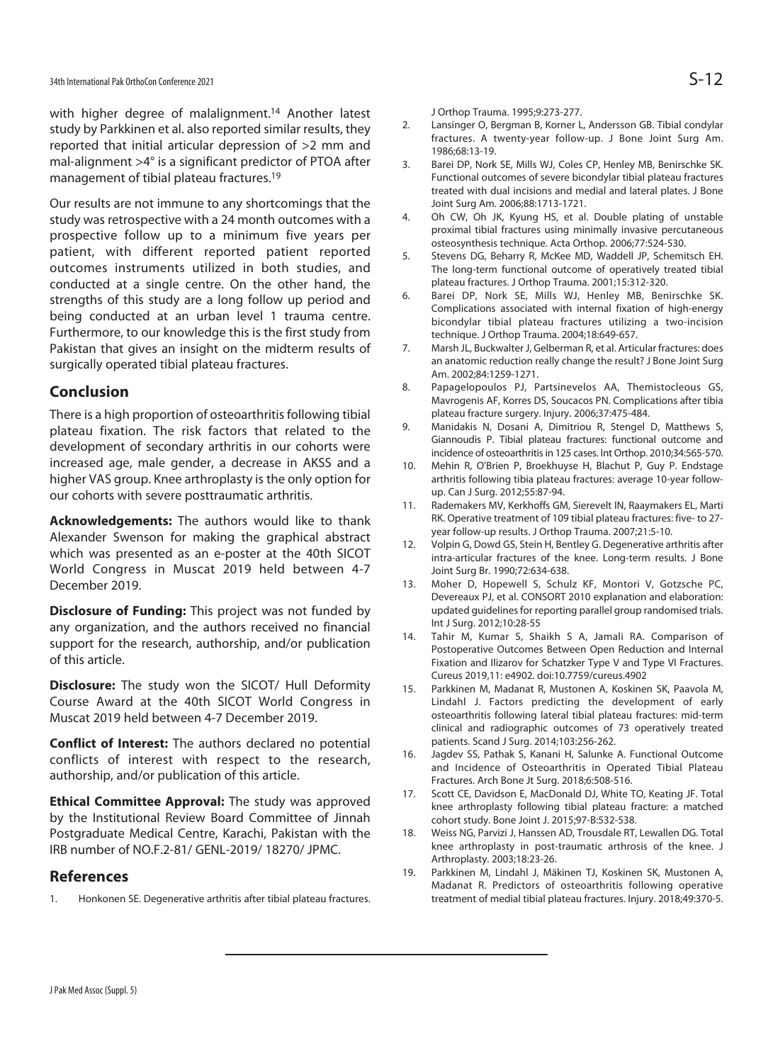with higher degree of malalignment.[14] Another latest study by Parkkinen et al. also reported similar results, they reported that initial articular depression of >2 mm and mal-alignment >4° is a significant predictor of PTOA after management of tibial plateau fractures.[19]

Our results are not immune to any shortcomings that the study was retrospective with a 24 month outcomes with a prospective follow up to a minimum five years per patient, with different reported patient reported outcomes instruments utilized in both studies, and conducted at a single centre. On the other hand, the strengths of this study are a long follow up period and being conducted at an urban level 1 trauma centre. Furthermore, to our knowledge this is the first study from Pakistan that gives an insight on the midterm results of surgically operated tibial plateau fractures.

## Conclusion

There is a high proportion of osteoarthritis following tibial plateau fixation. The risk factors that related to the development of secondary arthritis in our cohorts were increased age, male gender, a decrease in AKSS and a higher VAS group. Knee arthroplasty is the only option for our cohorts with severe posttraumatic arthritis.

**Acknowledgements:** The authors would like to thank Alexander Swenson for making the graphical abstract which was presented as an e-poster at the 40th SICOT World Congress in Muscat 2019 held between 4-7 December 2019.

**Disclosure of Funding:** This project was not funded by any organization, and the authors received no financial support for the research, authorship, and/or publication of this article.

**Disclosure:** The study won the SICOT/ Hull Deformity Course Award at the 40th SICOT World Congress in Muscat 2019 held between 4-7 December 2019.

**Conflict of Interest:** The authors declared no potential conflicts of interest with respect to the research, authorship, and/or publication of this article.

**Ethical Committee Approval:** The study was approved by the Institutional Review Board Committee of Jinnah Postgraduate Medical Centre, Karachi, Pakistan with the IRB number of NO.F.2-81/ GENL-2019/ 18270/ JPMC.

## References

1. Honkonen SE. Degenerative arthritis after tibial plateau fractures. J Orthop Trauma. 1995;9:273-277.
2. Lansinger O, Bergman B, Korner L, Andersson GB. Tibial condylar fractures. A twenty-year follow-up. J Bone Joint Surg Am. 1986;68:13-19.
3. Barei DP, Nork SE, Mills WJ, Coles CP, Henley MB, Benirschke SK. Functional outcomes of severe bicondylar tibial plateau fractures treated with dual incisions and medial and lateral plates. J Bone Joint Surg Am. 2006;88:1713-1721.
4. Oh CW, Oh JK, Kyung HS, et al. Double plating of unstable proximal tibial fractures using minimally invasive percutaneous osteosynthesis technique. Acta Orthop. 2006;77:524-530.
5. Stevens DG, Beharry R, McKee MD, Waddell JP, Schemitsch EH. The long-term functional outcome of operatively treated tibial plateau fractures. J Orthop Trauma. 2001;15:312-320.
6. Barei DP, Nork SE, Mills WJ, Henley MB, Benirschke SK. Complications associated with internal fixation of high-energy bicondylar tibial plateau fractures utilizing a two-incision technique. J Orthop Trauma. 2004;18:649-657.
7. Marsh JL, Buckwalter J, Gelberman R, et al. Articular fractures: does an anatomic reduction really change the result? J Bone Joint Surg Am. 2002;84:1259-1271.
8. Papagelopoulos PJ, Partsinevelos AA, Themistocleous GS, Mavrogenis AF, Korres DS, Soucacos PN. Complications after tibia plateau fracture surgery. Injury. 2006;37:475-484.
9. Manidakis N, Dosani A, Dimitriou R, Stengel D, Matthews S, Giannoudis P. Tibial plateau fractures: functional outcome and incidence of osteoarthritis in 125 cases. Int Orthop. 2010;34:565-570.
10. Mehin R, O'Brien P, Broekhuyse H, Blachut P, Guy P. Endstage arthritis following tibia plateau fractures: average 10-year follow-up. Can J Surg. 2012;55:87-94.
11. Rademakers MV, Kerkhoffs GM, Sierevelt IN, Raaymakers EL, Marti RK. Operative treatment of 109 tibial plateau fractures: five- to 27-year follow-up results. J Orthop Trauma. 2007;21:5-10.
12. Volpin G, Dowd GS, Stein H, Bentley G. Degenerative arthritis after intra-articular fractures of the knee. Long-term results. J Bone Joint Surg Br. 1990;72:634-638.
13. Moher D, Hopewell S, Schulz KF, Montori V, Gotzsche PC, Devereaux PJ, et al. CONSORT 2010 explanation and elaboration: updated guidelines for reporting parallel group randomised trials. Int J Surg. 2012;10:28-55
14. Tahir M, Kumar S, Shaikh S A, Jamali RA. Comparison of Postoperative Outcomes Between Open Reduction and Internal Fixation and Ilizarov for Schatzker Type V and Type VI Fractures. Cureus 2019,11: e4902. doi:10.7759/cureus.4902
15. Parkkinen M, Madanat R, Mustonen A, Koskinen SK, Paavola M, Lindahl J. Factors predicting the development of early osteoarthritis following lateral tibial plateau fractures: mid-term clinical and radiographic outcomes of 73 operatively treated patients. Scand J Surg. 2014;103:256-262.
16. Jagdev SS, Pathak S, Kanani H, Salunke A. Functional Outcome and Incidence of Osteoarthritis in Operated Tibial Plateau Fractures. Arch Bone Jt Surg. 2018;6:508-516.
17. Scott CE, Davidson E, MacDonald DJ, White TO, Keating JF. Total knee arthroplasty following tibial plateau fracture: a matched cohort study. Bone Joint J. 2015;97-B:532-538.
18. Weiss NG, Parvizi J, Hanssen AD, Trousdale RT, Lewallen DG. Total knee arthroplasty in post-traumatic arthrosis of the knee. J Arthroplasty. 2003;18:23-26.
19. Parkkinen M, Lindahl J, Mäkinen TJ, Koskinen SK, Mustonen A, Madanat R. Predictors of osteoarthritis following operative treatment of medial tibial plateau fractures. Injury. 2018;49:370-5.